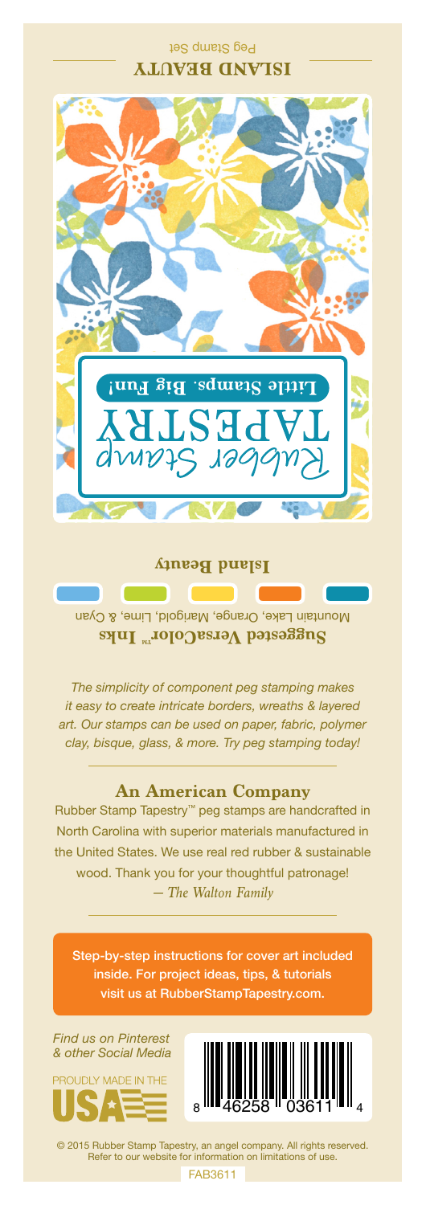**ISLAND BEAUTY**

Peg Stamp Set

Rubber Stamp TAPESTRY

Little Stamps. Big Fun!

**Island Beauty**

**Suggested VersaColor™ Inks**

Mountain Lake, Orange, Marigold, Lime, & Cyan

*The simplicity of component peg stamping makes it easy to create intricate borders, wreaths & layered art. Our stamps can be used on paper, fabric, polymer clay, bisque, glass, & more. Try peg stamping today!*

## An American Company

Rubber Stamp Tapestry™ peg stamps are handcrafted in North Carolina with superior materials manufactured in the United States. We use real red rubber & sustainable wood. Thank you for your thoughtful patronage!

*— The Walton Family*

Step-by-step instructions for cover art included inside. For project ideas, tips, & tutorials visit us at RubberStampTapestry.com.

*Find us on Pinterest & other Social Media*

PROUDLY MADE IN THE USA

8 46258 03611 4

© 2015 Rubber Stamp Tapestry, an angel company. All rights reserved. Refer to our website for information on limitations of use.

FAB3611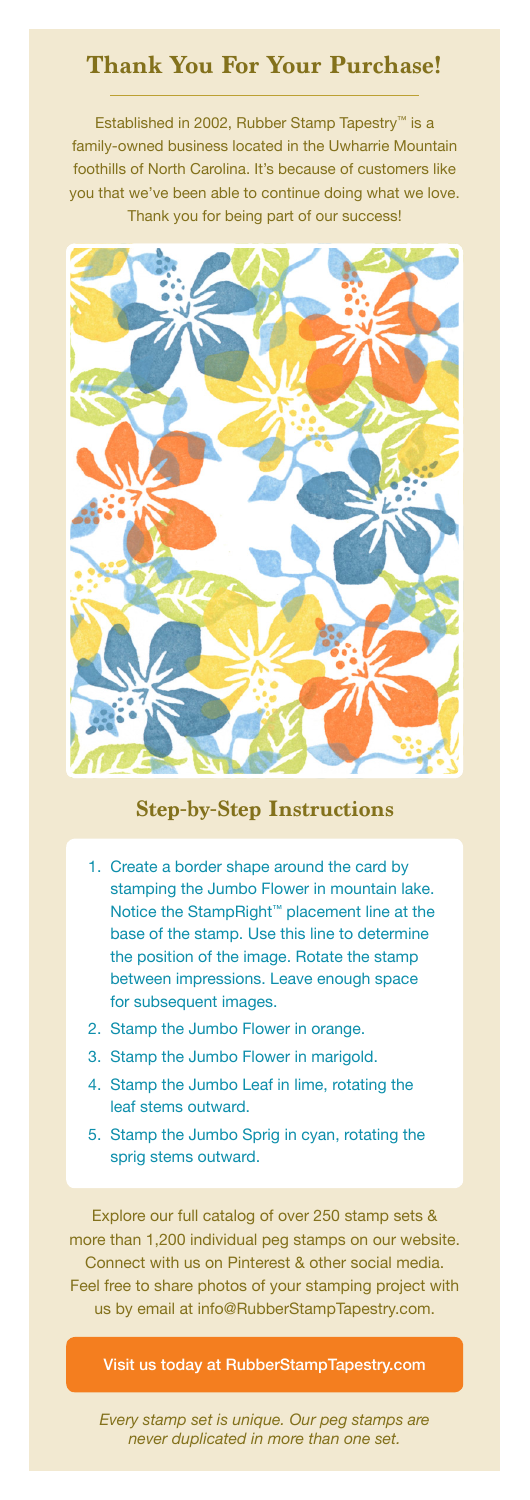## Thank You For Your Purchase!

Established in 2002, Rubber Stamp Tapestry™ is a family-owned business located in the Uwharrie Mountain foothills of North Carolina. It's because of customers like you that we've been able to continue doing what we love. Thank you for being part of our success!

## Step-by-Step Instructions

1. Create a border shape around the card by stamping the Jumbo Flower in mountain lake. Notice the StampRight™ placement line at the base of the stamp. Use this line to determine the position of the image. Rotate the stamp between impressions. Leave enough space for subsequent images.
2. Stamp the Jumbo Flower in orange.
3. Stamp the Jumbo Flower in marigold.
4. Stamp the Jumbo Leaf in lime, rotating the leaf stems outward.
5. Stamp the Jumbo Sprig in cyan, rotating the sprig stems outward.

Explore our full catalog of over 250 stamp sets & more than 1,200 individual peg stamps on our website. Connect with us on Pinterest & other social media. Feel free to share photos of your stamping project with us by email at info@RubberStampTapestry.com.

**Visit us today at RubberStampTapestry.com**

*Every stamp set is unique. Our peg stamps are never duplicated in more than one set.*